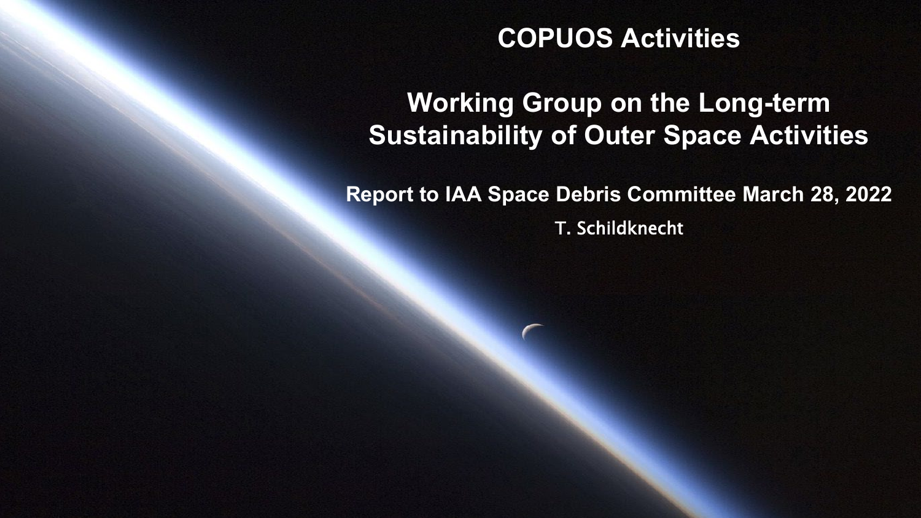# COPUOS Activities

## Working Group on the Long-term Sustainability of Outer Space Activities

**Report to IAA Space Debris Committee March 28, 2022**

T. Schildknecht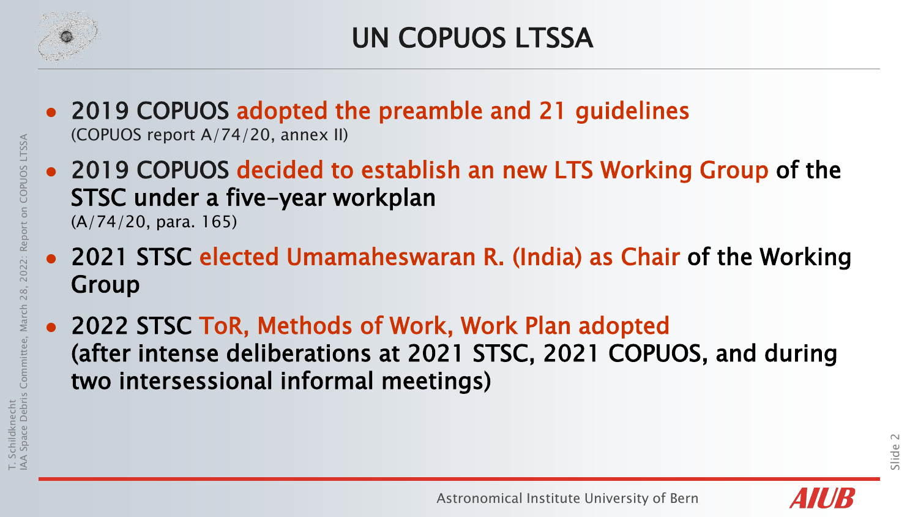# UN COPUOS LTSSA

- **2019 COPUOS adopted the preamble and 21 guidelines**
  (COPUOS report A/74/20, annex II)
- **2019 COPUOS decided to establish an new LTS Working Group of the STSC under a five-year workplan**
  (A/74/20, para. 165)
- **2021 STSC elected Umamaheswaran R. (India) as Chair of the Working Group**
- **2022 STSC ToR, Methods of Work, Work Plan adopted (after intense deliberations at 2021 STSC, 2021 COPUOS, and during two intersessional informal meetings)**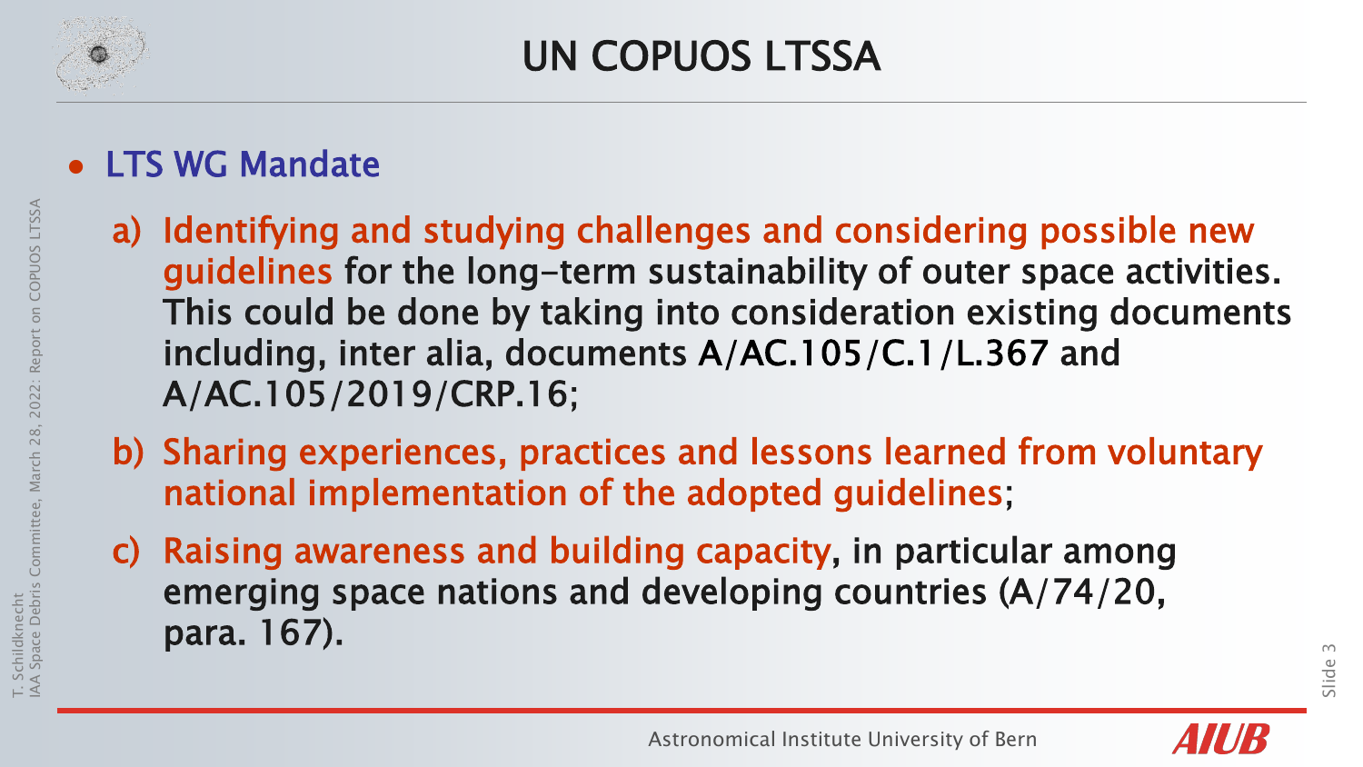# UN COPUOS LTSSA

- **LTS WG Mandate**

  a) Identifying and studying challenges and considering possible new guidelines for the long-term sustainability of outer space activities. This could be done by taking into consideration existing documents including, inter alia, documents A/AC.105/C.1/L.367 and A/AC.105/2019/CRP.16;

  b) Sharing experiences, practices and lessons learned from voluntary national implementation of the adopted guidelines;

  c) Raising awareness and building capacity, in particular among emerging space nations and developing countries (A/74/20, para. 167).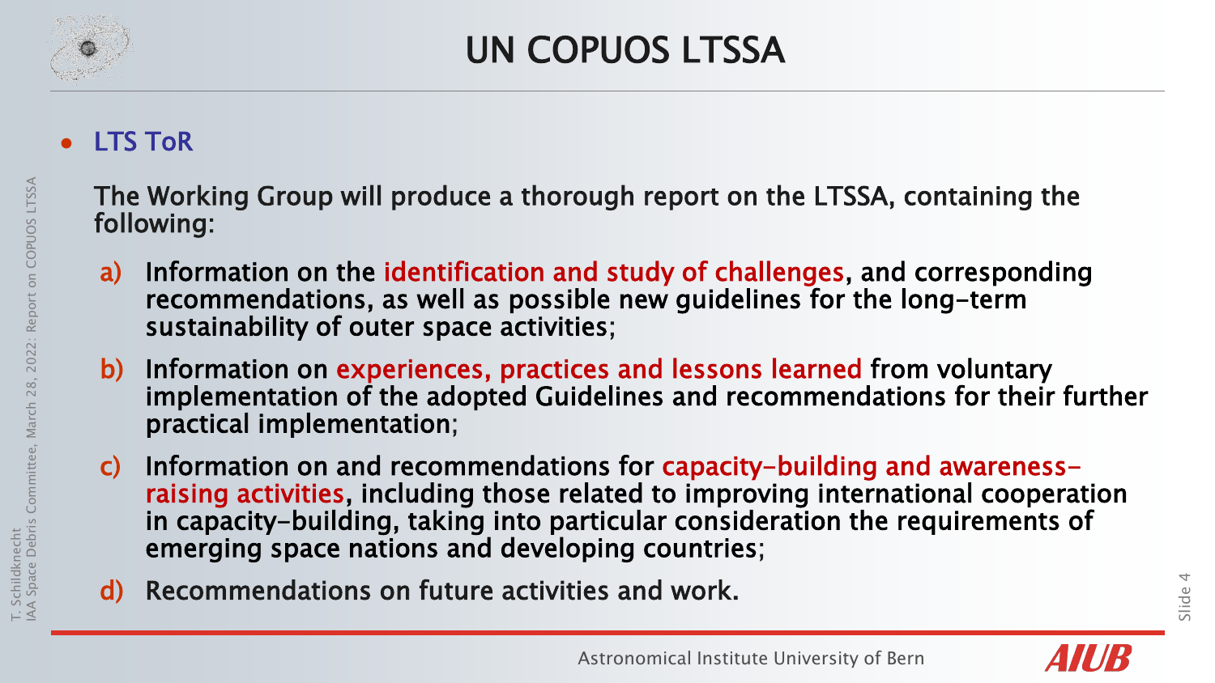# UN COPUOS LTSSA

- **LTS ToR**

  The Working Group will produce a thorough report on the LTSSA, containing the following:

  a) Information on the identification and study of challenges, and corresponding recommendations, as well as possible new guidelines for the long-term sustainability of outer space activities;

  b) Information on experiences, practices and lessons learned from voluntary implementation of the adopted Guidelines and recommendations for their further practical implementation;

  c) Information on and recommendations for capacity-building and awareness-raising activities, including those related to improving international cooperation in capacity-building, taking into particular consideration the requirements of emerging space nations and developing countries;

  d) Recommendations on future activities and work.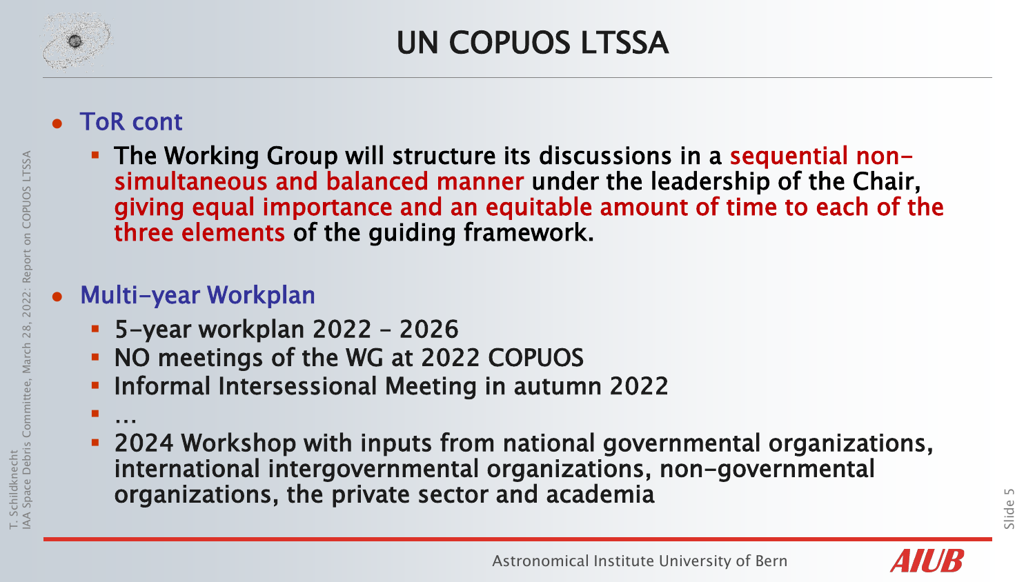# UN COPUOS LTSSA

- **ToR cont**
  - **The Working Group will structure its discussions in a sequential non-simultaneous and balanced manner under the leadership of the Chair, giving equal importance and an equitable amount of time to each of the three elements of the guiding framework.**

- **Multi-year Workplan**
  - 5-year workplan 2022 – 2026
  - NO meetings of the WG at 2022 COPUOS
  - Informal Intersessional Meeting in autumn 2022
  - …
  - 2024 Workshop with inputs from national governmental organizations, international intergovernmental organizations, non-governmental organizations, the private sector and academia